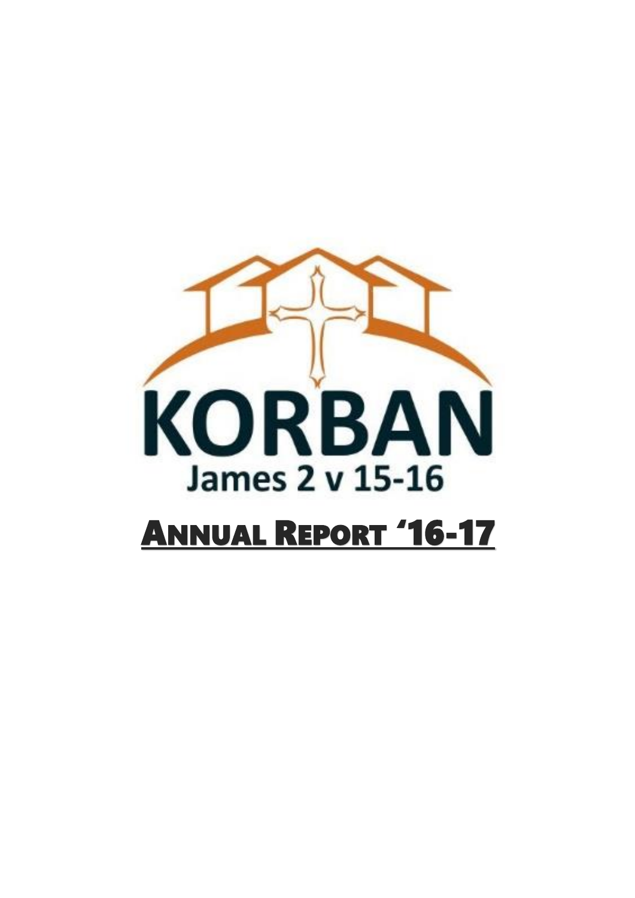KORBAN

James 2 v 15-16

# Annual Report '16-17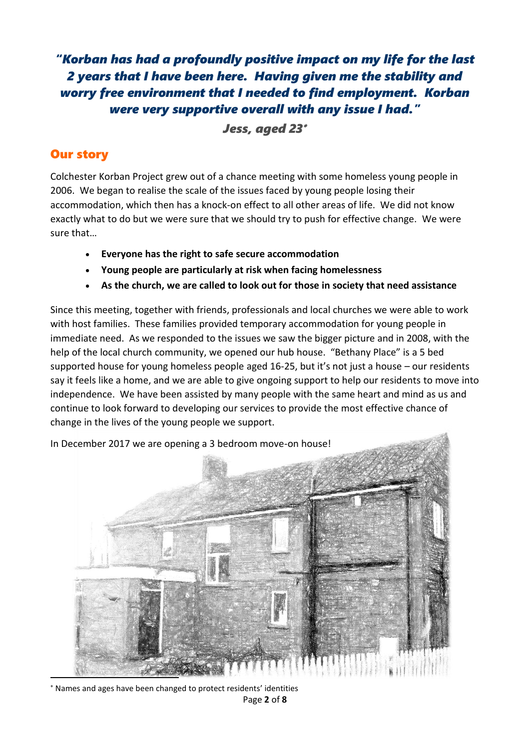***"Korban has had a profoundly positive impact on my life for the last 2 years that I have been here. Having given me the stability and worry free environment that I needed to find employment. Korban were very supportive overall with any issue I had."***

***Jess, aged 23****

## Our story

Colchester Korban Project grew out of a chance meeting with some homeless young people in 2006. We began to realise the scale of the issues faced by young people losing their accommodation, which then has a knock-on effect to all other areas of life. We did not know exactly what to do but we were sure that we should try to push for effective change. We were sure that…

- **Everyone has the right to safe secure accommodation**
- **Young people are particularly at risk when facing homelessness**
- **As the church, we are called to look out for those in society that need assistance**

Since this meeting, together with friends, professionals and local churches we were able to work with host families. These families provided temporary accommodation for young people in immediate need. As we responded to the issues we saw the bigger picture and in 2008, with the help of the local church community, we opened our hub house. "Bethany Place" is a 5 bed supported house for young homeless people aged 16-25, but it's not just a house – our residents say it feels like a home, and we are able to give ongoing support to help our residents to move into independence. We have been assisted by many people with the same heart and mind as us and continue to look forward to developing our services to provide the most effective chance of change in the lives of the young people we support.

In December 2017 we are opening a 3 bedroom move-on house!

* Names and ages have been changed to protect residents' identities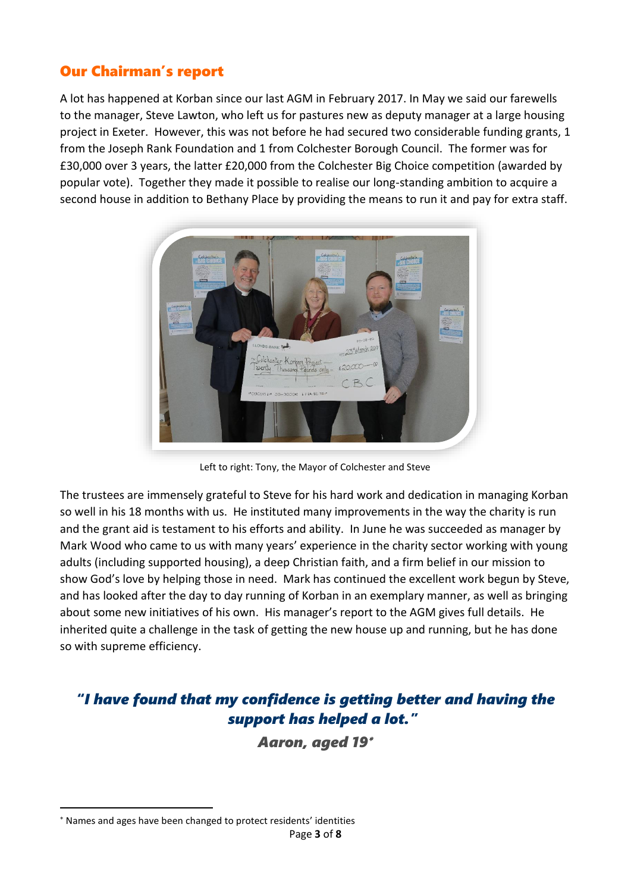## Our Chairman's report

A lot has happened at Korban since our last AGM in February 2017. In May we said our farewells to the manager, Steve Lawton, who left us for pastures new as deputy manager at a large housing project in Exeter. However, this was not before he had secured two considerable funding grants, 1 from the Joseph Rank Foundation and 1 from Colchester Borough Council. The former was for £30,000 over 3 years, the latter £20,000 from the Colchester Big Choice competition (awarded by popular vote). Together they made it possible to realise our long-standing ambition to acquire a second house in addition to Bethany Place by providing the means to run it and pay for extra staff.

Left to right: Tony, the Mayor of Colchester and Steve

The trustees are immensely grateful to Steve for his hard work and dedication in managing Korban so well in his 18 months with us. He instituted many improvements in the way the charity is run and the grant aid is testament to his efforts and ability. In June he was succeeded as manager by Mark Wood who came to us with many years' experience in the charity sector working with young adults (including supported housing), a deep Christian faith, and a firm belief in our mission to show God's love by helping those in need. Mark has continued the excellent work begun by Steve, and has looked after the day to day running of Korban in an exemplary manner, as well as bringing about some new initiatives of his own. His manager's report to the AGM gives full details. He inherited quite a challenge in the task of getting the new house up and running, but he has done so with supreme efficiency.

> ***"I have found that my confidence is getting better and having the support has helped a lot."***
>
> ***Aaron, aged 19****

---

\* Names and ages have been changed to protect residents' identities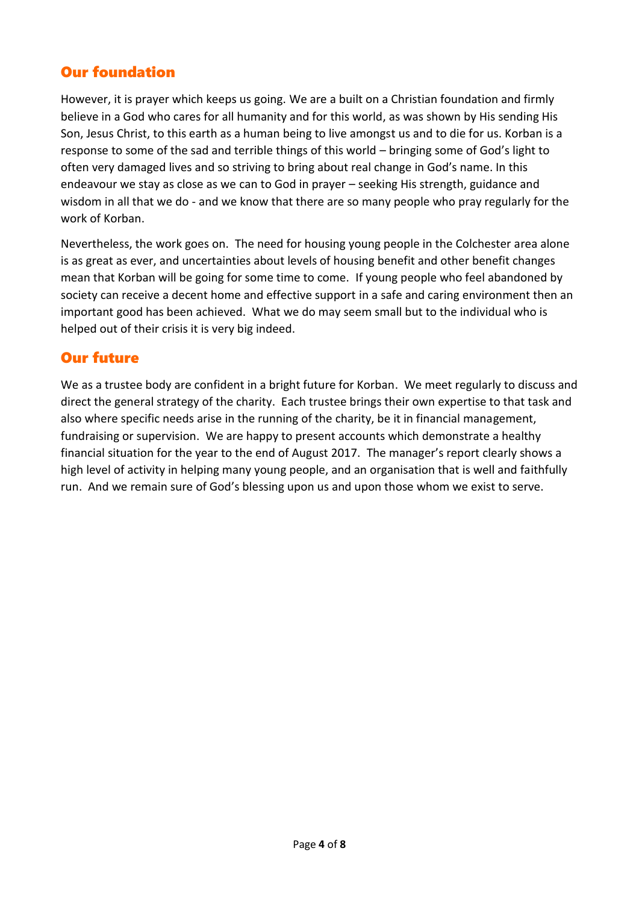## Our foundation

However, it is prayer which keeps us going. We are a built on a Christian foundation and firmly believe in a God who cares for all humanity and for this world, as was shown by His sending His Son, Jesus Christ, to this earth as a human being to live amongst us and to die for us. Korban is a response to some of the sad and terrible things of this world – bringing some of God's light to often very damaged lives and so striving to bring about real change in God's name. In this endeavour we stay as close as we can to God in prayer – seeking His strength, guidance and wisdom in all that we do - and we know that there are so many people who pray regularly for the work of Korban.

Nevertheless, the work goes on. The need for housing young people in the Colchester area alone is as great as ever, and uncertainties about levels of housing benefit and other benefit changes mean that Korban will be going for some time to come. If young people who feel abandoned by society can receive a decent home and effective support in a safe and caring environment then an important good has been achieved. What we do may seem small but to the individual who is helped out of their crisis it is very big indeed.

## Our future

We as a trustee body are confident in a bright future for Korban. We meet regularly to discuss and direct the general strategy of the charity. Each trustee brings their own expertise to that task and also where specific needs arise in the running of the charity, be it in financial management, fundraising or supervision. We are happy to present accounts which demonstrate a healthy financial situation for the year to the end of August 2017. The manager's report clearly shows a high level of activity in helping many young people, and an organisation that is well and faithfully run. And we remain sure of God's blessing upon us and upon those whom we exist to serve.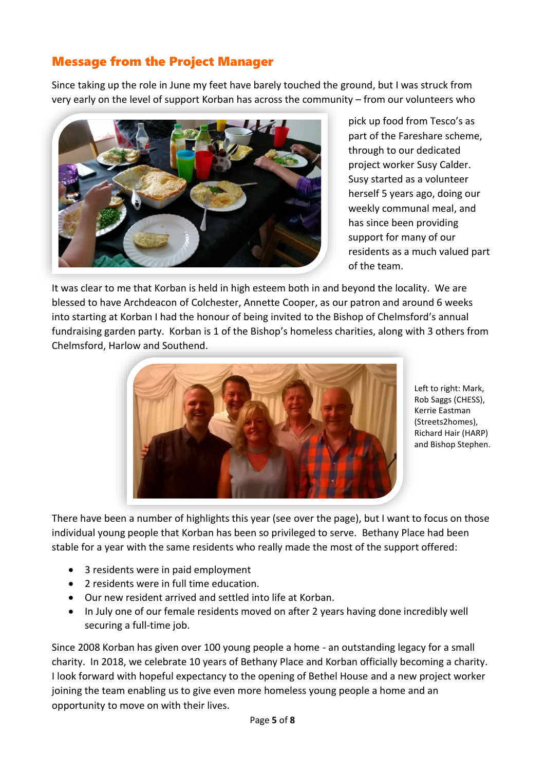## Message from the Project Manager

Since taking up the role in June my feet have barely touched the ground, but I was struck from very early on the level of support Korban has across the community – from our volunteers who pick up food from Tesco's as part of the Fareshare scheme, through to our dedicated project worker Susy Calder. Susy started as a volunteer herself 5 years ago, doing our weekly communal meal, and has since been providing support for many of our residents as a much valued part of the team.

It was clear to me that Korban is held in high esteem both in and beyond the locality. We are blessed to have Archdeacon of Colchester, Annette Cooper, as our patron and around 6 weeks into starting at Korban I had the honour of being invited to the Bishop of Chelmsford's annual fundraising garden party. Korban is 1 of the Bishop's homeless charities, along with 3 others from Chelmsford, Harlow and Southend.

Left to right: Mark, Rob Saggs (CHESS), Kerrie Eastman (Streets2homes), Richard Hair (HARP) and Bishop Stephen.

There have been a number of highlights this year (see over the page), but I want to focus on those individual young people that Korban has been so privileged to serve. Bethany Place had been stable for a year with the same residents who really made the most of the support offered:

- 3 residents were in paid employment
- 2 residents were in full time education.
- Our new resident arrived and settled into life at Korban.
- In July one of our female residents moved on after 2 years having done incredibly well securing a full-time job.

Since 2008 Korban has given over 100 young people a home - an outstanding legacy for a small charity. In 2018, we celebrate 10 years of Bethany Place and Korban officially becoming a charity. I look forward with hopeful expectancy to the opening of Bethel House and a new project worker joining the team enabling us to give even more homeless young people a home and an opportunity to move on with their lives.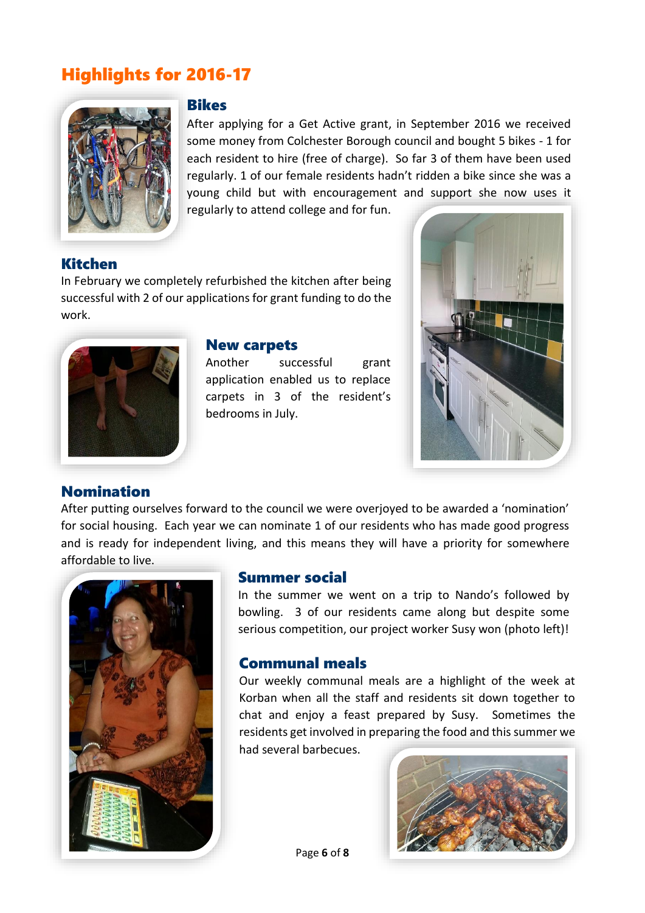# Highlights for 2016-17

## Bikes

After applying for a Get Active grant, in September 2016 we received some money from Colchester Borough council and bought 5 bikes - 1 for each resident to hire (free of charge). So far 3 of them have been used regularly. 1 of our female residents hadn't ridden a bike since she was a young child but with encouragement and support she now uses it regularly to attend college and for fun.

## Kitchen

In February we completely refurbished the kitchen after being successful with 2 of our applications for grant funding to do the work.

## New carpets

Another successful grant application enabled us to replace carpets in 3 of the resident's bedrooms in July.

## Nomination

After putting ourselves forward to the council we were overjoyed to be awarded a 'nomination' for social housing. Each year we can nominate 1 of our residents who has made good progress and is ready for independent living, and this means they will have a priority for somewhere affordable to live.

## Summer social

In the summer we went on a trip to Nando's followed by bowling. 3 of our residents came along but despite some serious competition, our project worker Susy won (photo left)!

## Communal meals

Our weekly communal meals are a highlight of the week at Korban when all the staff and residents sit down together to chat and enjoy a feast prepared by Susy. Sometimes the residents get involved in preparing the food and this summer we had several barbecues.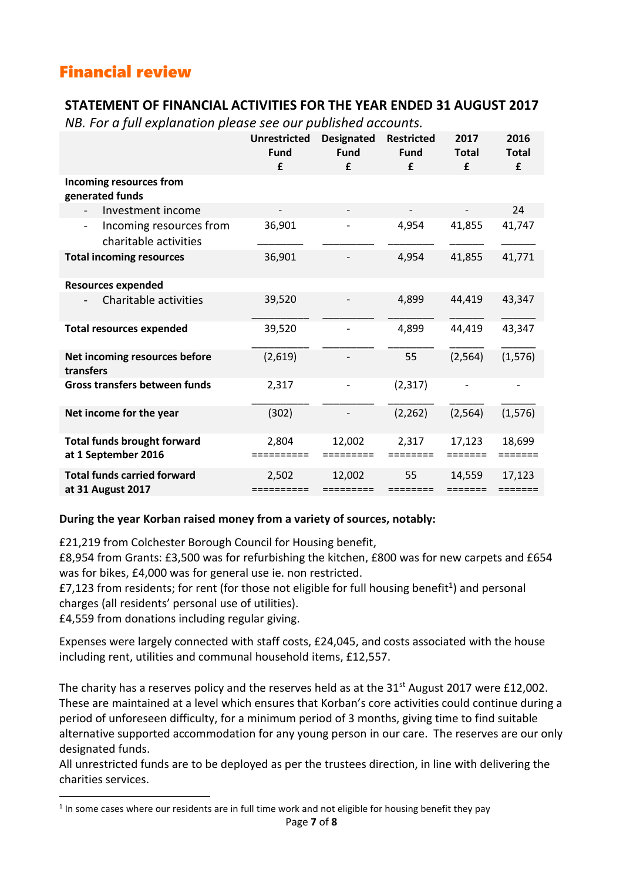# Financial review

## STATEMENT OF FINANCIAL ACTIVITIES FOR THE YEAR ENDED 31 AUGUST 2017

*NB. For a full explanation please see our published accounts.*

| | Unrestricted Fund £ | Designated Fund £ | Restricted Fund £ | 2017 Total £ | 2016 Total £ |
|---|---|---|---|---|---|
| **Incoming resources from generated funds** | | | | | |
| - Investment income | - | - | - | - | 24 |
| - Incoming resources from charitable activities | 36,901 | - | 4,954 | 41,855 | 41,747 |
| **Total incoming resources** | 36,901 | - | 4,954 | 41,855 | 41,771 |
| **Resources expended** | | | | | |
| - Charitable activities | 39,520 | - | 4,899 | 44,419 | 43,347 |
| **Total resources expended** | 39,520 | - | 4,899 | 44,419 | 43,347 |
| **Net incoming resources before transfers** | (2,619) | - | 55 | (2,564) | (1,576) |
| **Gross transfers between funds** | 2,317 | - | (2,317) | - | - |
| **Net income for the year** | (302) | - | (2,262) | (2,564) | (1,576) |
| **Total funds brought forward at 1 September 2016** | 2,804 | 12,002 | 2,317 | 17,123 | 18,699 |
| **Total funds carried forward at 31 August 2017** | 2,502 | 12,002 | 55 | 14,559 | 17,123 |

**During the year Korban raised money from a variety of sources, notably:**

£21,219 from Colchester Borough Council for Housing benefit,
£8,954 from Grants: £3,500 was for refurbishing the kitchen, £800 was for new carpets and £654 was for bikes, £4,000 was for general use ie. non restricted.
£7,123 from residents; for rent (for those not eligible for full housing benefit[1]) and personal charges (all residents' personal use of utilities).
£4,559 from donations including regular giving.

Expenses were largely connected with staff costs, £24,045, and costs associated with the house including rent, utilities and communal household items, £12,557.

The charity has a reserves policy and the reserves held as at the 31st August 2017 were £12,002. These are maintained at a level which ensures that Korban's core activities could continue during a period of unforeseen difficulty, for a minimum period of 3 months, giving time to find suitable alternative supported accommodation for any young person in our care. The reserves are our only designated funds.
All unrestricted funds are to be deployed as per the trustees direction, in line with delivering the charities services.

[1] In some cases where our residents are in full time work and not eligible for housing benefit they pay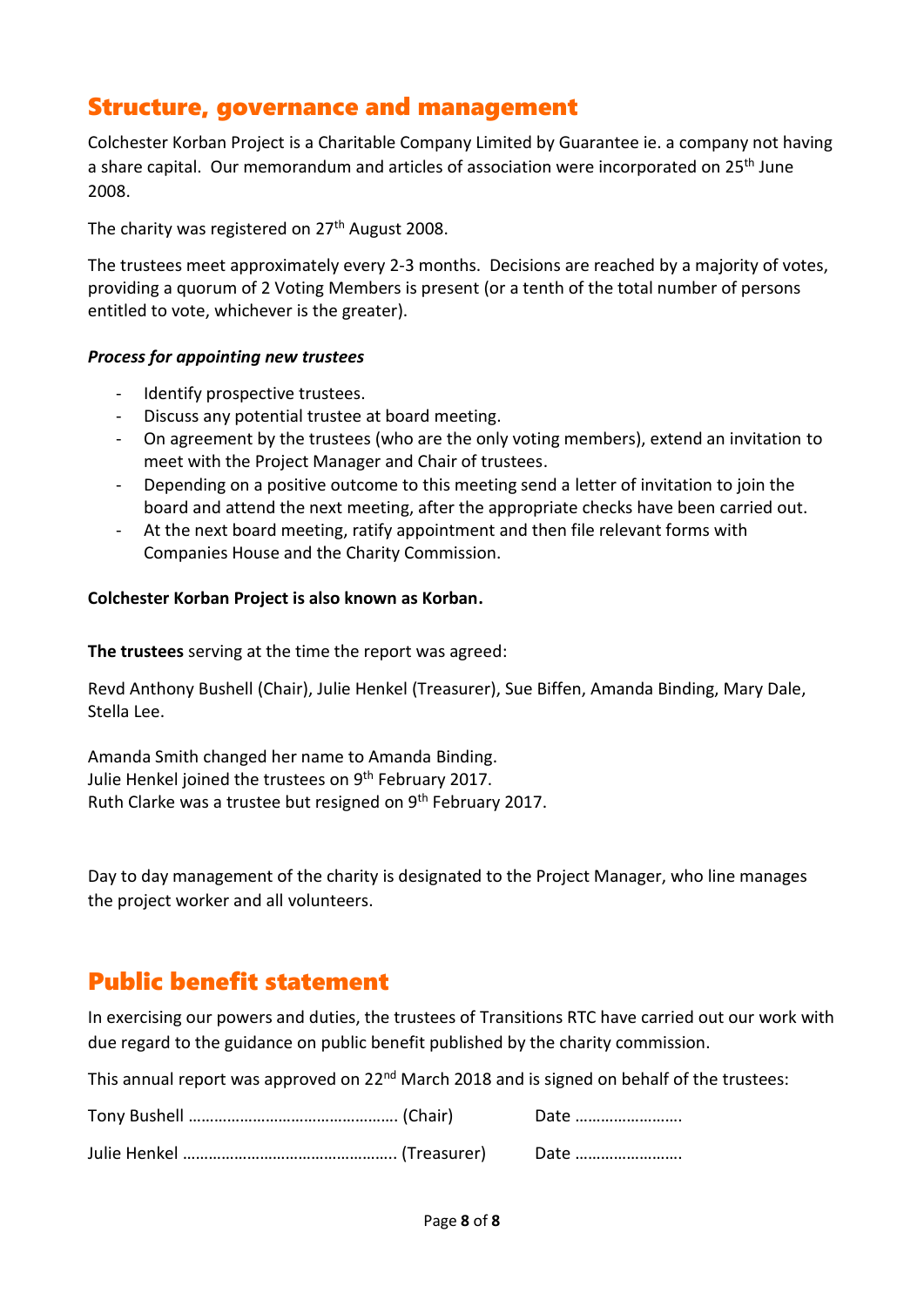## Structure, governance and management

Colchester Korban Project is a Charitable Company Limited by Guarantee ie. a company not having a share capital. Our memorandum and articles of association were incorporated on 25th June 2008.

The charity was registered on 27th August 2008.

The trustees meet approximately every 2-3 months. Decisions are reached by a majority of votes, providing a quorum of 2 Voting Members is present (or a tenth of the total number of persons entitled to vote, whichever is the greater).

***Process for appointing new trustees***

- Identify prospective trustees.
- Discuss any potential trustee at board meeting.
- On agreement by the trustees (who are the only voting members), extend an invitation to meet with the Project Manager and Chair of trustees.
- Depending on a positive outcome to this meeting send a letter of invitation to join the board and attend the next meeting, after the appropriate checks have been carried out.
- At the next board meeting, ratify appointment and then file relevant forms with Companies House and the Charity Commission.

**Colchester Korban Project is also known as Korban.**

**The trustees** serving at the time the report was agreed:

Revd Anthony Bushell (Chair), Julie Henkel (Treasurer), Sue Biffen, Amanda Binding, Mary Dale, Stella Lee.

Amanda Smith changed her name to Amanda Binding.
Julie Henkel joined the trustees on 9th February 2017.
Ruth Clarke was a trustee but resigned on 9th February 2017.

Day to day management of the charity is designated to the Project Manager, who line manages the project worker and all volunteers.

## Public benefit statement

In exercising our powers and duties, the trustees of Transitions RTC have carried out our work with due regard to the guidance on public benefit published by the charity commission.

This annual report was approved on 22nd March 2018 and is signed on behalf of the trustees:

Tony Bushell ………………………………………… (Chair) Date …………………….

Julie Henkel ………………………………………….. (Treasurer) Date …………………….